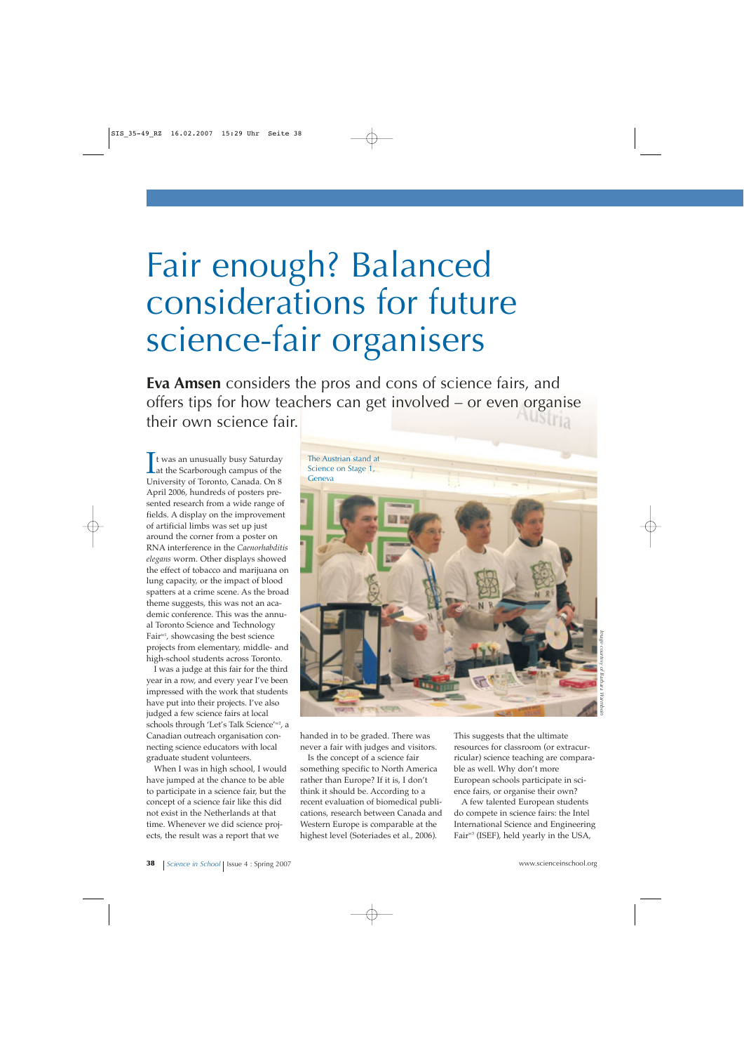# Fair enough? Balanced considerations for future science-fair organisers

**Eva Amsen** considers the pros and cons of science fairs, and offers tips for how teachers can get involved – or even organise their own science fair.

It was an unusually busy Saturday at the Scarborough campus of the University of Toronto, Canada. On 8 April 2006, hundreds of posters presented research from a wide range of fields. A display on the improvement of artificial limbs was set up just around the corner from a poster on RNA interference in the *Caenorhabditis elegans* worm. Other displays showed the effect of tobacco and marijuana on lung capacity, or the impact of blood spatters at a crime scene. As the broad theme suggests, this was not an academic conference. This was the annual Toronto Science and Technology Fair[w1], showcasing the best science projects from elementary, middle- and high-school students across Toronto.

I was a judge at this fair for the third year in a row, and every year I've been impressed with the work that students have put into their projects. I've also judged a few science fairs at local schools through 'Let's Talk Science'[w2], a Canadian outreach organisation connecting science educators with local graduate student volunteers.

When I was in high school, I would have jumped at the chance to be able to participate in a science fair, but the concept of a science fair like this did not exist in the Netherlands at that time. Whenever we did science projects, the result was a report that we handed in to be graded. There was never a fair with judges and visitors.

Is the concept of a science fair something specific to North America rather than Europe? If it is, I don't think it should be. According to a recent evaluation of biomedical publications, research between Canada and Western Europe is comparable at the highest level (Soteriades et al., 2006). This suggests that the ultimate resources for classroom (or extracurricular) science teaching are comparable as well. Why don't more European schools participate in science fairs, or organise their own?

A few talented European students do compete in science fairs: the Intel International Science and Engineering Fair[w3] (ISEF), held yearly in the USA,

The Austrian stand at Science on Stage 1, Geneva

*Image courtesy of Barbara Warmbein*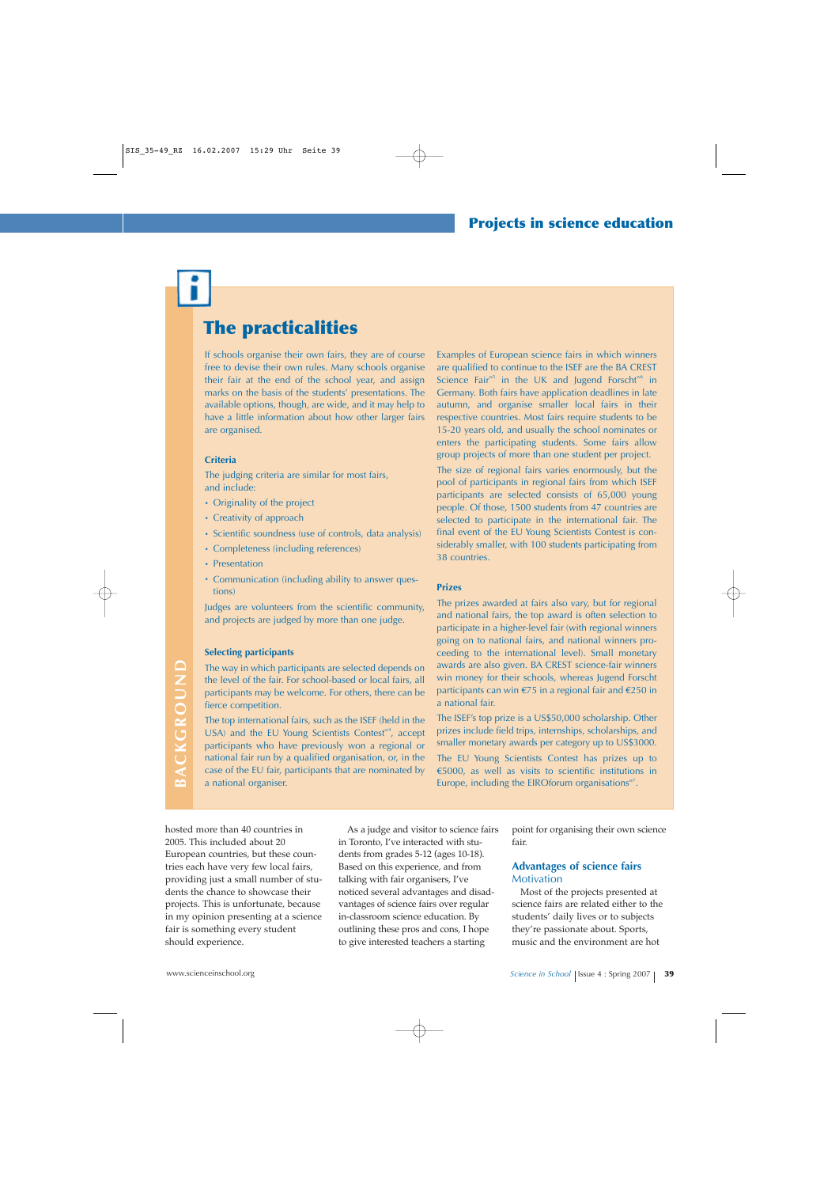## The practicalities

If schools organise their own fairs, they are of course free to devise their own rules. Many schools organise their fair at the end of the school year, and assign marks on the basis of the students' presentations. The available options, though, are wide, and it may help to have a little information about how other larger fairs are organised.

### Criteria

The judging criteria are similar for most fairs, and include:

- Originality of the project
- Creativity of approach
- Scientific soundness (use of controls, data analysis)
- Completeness (including references)
- Presentation
- Communication (including ability to answer questions)

Judges are volunteers from the scientific community, and projects are judged by more than one judge.

### Selecting participants

The way in which participants are selected depends on the level of the fair. For school-based or local fairs, all participants may be welcome. For others, there can be fierce competition.

The top international fairs, such as the ISEF (held in the USA) and the EU Young Scientists Contest[w4], accept participants who have previously won a regional or national fair run by a qualified organisation, or, in the case of the EU fair, participants that are nominated by a national organiser.

Examples of European science fairs in which winners are qualified to continue to the ISEF are the BA CREST Science Fair[w5] in the UK and Jugend Forscht[w6] in Germany. Both fairs have application deadlines in late autumn, and organise smaller local fairs in their respective countries. Most fairs require students to be 15-20 years old, and usually the school nominates or enters the participating students. Some fairs allow group projects of more than one student per project.

The size of regional fairs varies enormously, but the pool of participants in regional fairs from which ISEF participants are selected consists of 65,000 young people. Of those, 1500 students from 47 countries are selected to participate in the international fair. The final event of the EU Young Scientists Contest is considerably smaller, with 100 students participating from 38 countries.

### Prizes

The prizes awarded at fairs also vary, but for regional and national fairs, the top award is often selection to participate in a higher-level fair (with regional winners going on to national fairs, and national winners proceeding to the international level). Small monetary awards are also given. BA CREST science-fair winners win money for their schools, whereas Jugend Forscht participants can win €75 in a regional fair and €250 in a national fair.

The ISEF's top prize is a US$50,000 scholarship. Other prizes include field trips, internships, scholarships, and smaller monetary awards per category up to US$3000.

The EU Young Scientists Contest has prizes up to €5000, as well as visits to scientific institutions in Europe, including the EIROforum organisations[w7].

BACKGROUND

hosted more than 40 countries in 2005. This included about 20 European countries, but these countries each have very few local fairs, providing just a small number of students the chance to showcase their projects. This is unfortunate, because in my opinion presenting at a science fair is something every student should experience.

As a judge and visitor to science fairs in Toronto, I've interacted with students from grades 5-12 (ages 10-18). Based on this experience, and from talking with fair organisers, I've noticed several advantages and disadvantages of science fairs over regular in-classroom science education. By outlining these pros and cons, I hope to give interested teachers a starting point for organising their own science fair.

## Advantages of science fairs

### Motivation

Most of the projects presented at science fairs are related either to the students' daily lives or to subjects they're passionate about. Sports, music and the environment are hot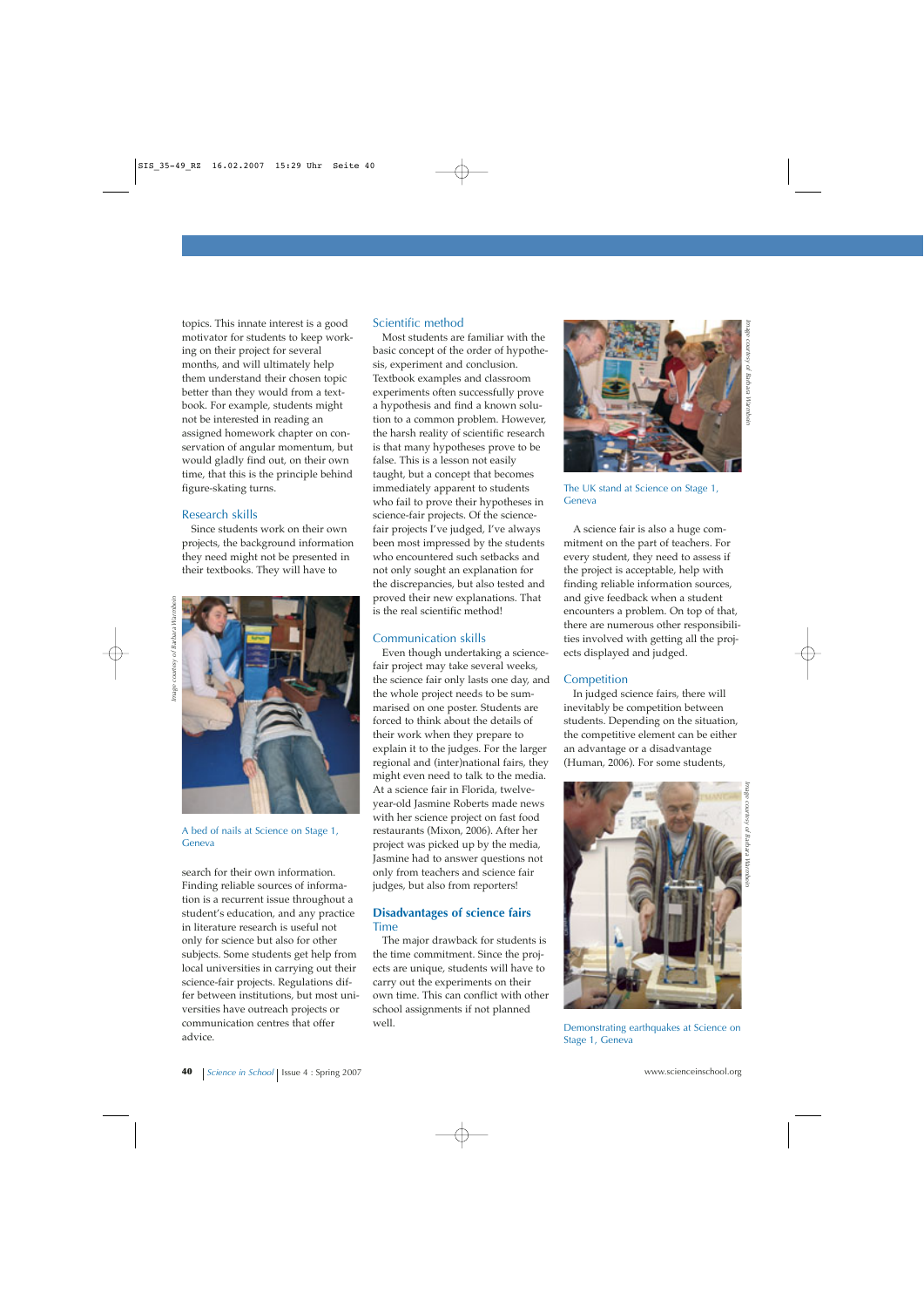topics. This innate interest is a good motivator for students to keep working on their project for several months, and will ultimately help them understand their chosen topic better than they would from a textbook. For example, students might not be interested in reading an assigned homework chapter on conservation of angular momentum, but would gladly find out, on their own time, that this is the principle behind figure-skating turns.

### Research skills

Since students work on their own projects, the background information they need might not be presented in their textbooks. They will have to search for their own information. Finding reliable sources of information is a recurrent issue throughout a student's education, and any practice in literature research is useful not only for science but also for other subjects. Some students get help from local universities in carrying out their science-fair projects. Regulations differ between institutions, but most universities have outreach projects or communication centres that offer advice.

A bed of nails at Science on Stage 1, Geneva

### Scientific method

Most students are familiar with the basic concept of the order of hypothesis, experiment and conclusion. Textbook examples and classroom experiments often successfully prove a hypothesis and find a known solution to a common problem. However, the harsh reality of scientific research is that many hypotheses prove to be false. This is a lesson not easily taught, but a concept that becomes immediately apparent to students who fail to prove their hypotheses in science-fair projects. Of the science-fair projects I've judged, I've always been most impressed by the students who encountered such setbacks and not only sought an explanation for the discrepancies, but also tested and proved their new explanations. That is the real scientific method!

### Communication skills

Even though undertaking a science-fair project may take several weeks, the science fair only lasts one day, and the whole project needs to be summarised on one poster. Students are forced to think about the details of their work when they prepare to explain it to the judges. For the larger regional and (inter)national fairs, they might even need to talk to the media. At a science fair in Florida, twelve-year-old Jasmine Roberts made news with her science project on fast food restaurants (Mixon, 2006). After her project was picked up by the media, Jasmine had to answer questions not only from teachers and science fair judges, but also from reporters!

## Disadvantages of science fairs

### Time

The major drawback for students is the time commitment. Since the projects are unique, students will have to carry out the experiments on their own time. This can conflict with other school assignments if not planned well.

The UK stand at Science on Stage 1, Geneva

A science fair is also a huge commitment on the part of teachers. For every student, they need to assess if the project is acceptable, help with finding reliable information sources, and give feedback when a student encounters a problem. On top of that, there are numerous other responsibilities involved with getting all the projects displayed and judged.

### Competition

In judged science fairs, there will inevitably be competition between students. Depending on the situation, the competitive element can be either an advantage or a disadvantage (Human, 2006). For some students,

Demonstrating earthquakes at Science on Stage 1, Geneva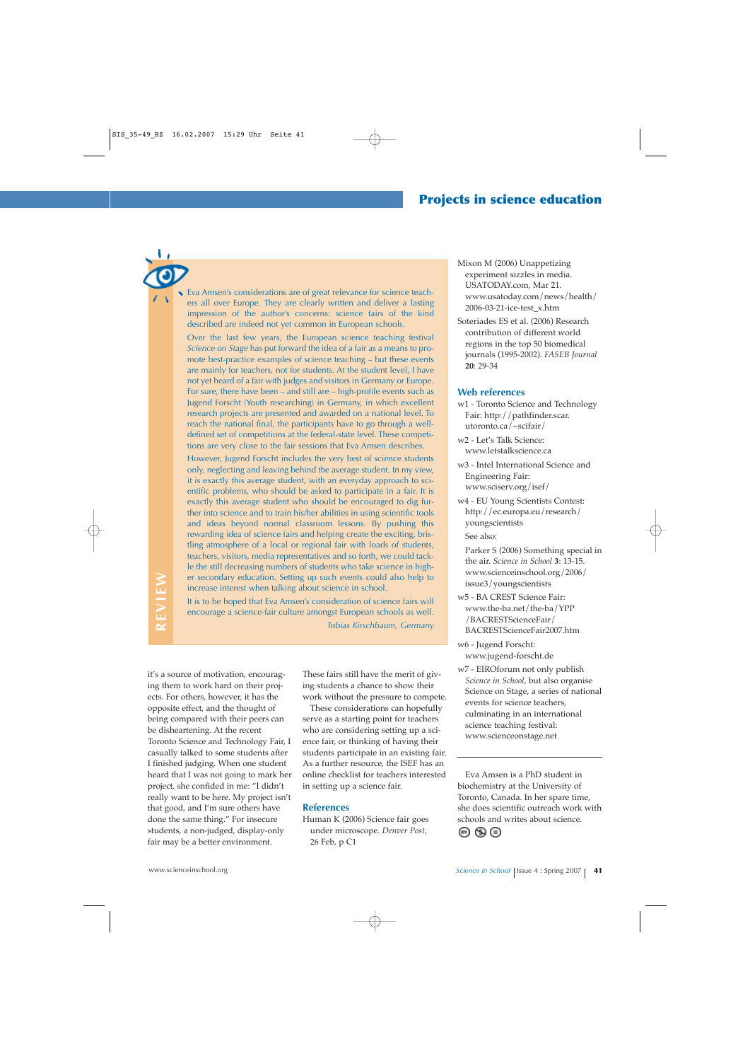## REVIEW

Eva Amsen's considerations are of great relevance for science teachers all over Europe. They are clearly written and deliver a lasting impression of the author's concerns: science fairs of the kind described are indeed not yet common in European schools.

Over the last few years, the European science teaching festival *Science on Stage* has put forward the idea of a fair as a means to promote best-practice examples of science teaching – but these events are mainly for teachers, not for students. At the student level, I have not yet heard of a fair with judges and visitors in Germany or Europe. For sure, there have been – and still are – high-profile events such as Jugend Forscht (Youth researching) in Germany, in which excellent research projects are presented and awarded on a national level. To reach the national final, the participants have to go through a well-defined set of competitions at the federal-state level. These competitions are very close to the fair sessions that Eva Amsen describes.

However, Jugend Forscht includes the very best of science students only, neglecting and leaving behind the average student. In my view, it is exactly this average student, with an everyday approach to scientific problems, who should be asked to participate in a fair. It is exactly this average student who should be encouraged to dig further into science and to train his/her abilities in using scientific tools and ideas beyond normal classroom lessons. By pushing this rewarding idea of science fairs and helping create the exciting, bristling atmosphere of a local or regional fair with loads of students, teachers, visitors, media representatives and so forth, we could tackle the still decreasing numbers of students who take science in higher secondary education. Setting up such events could also help to increase interest when talking about science in school.

It is to be hoped that Eva Amsen's consideration of science fairs will encourage a science-fair culture amongst European schools as well.

*Tobias Kirschbaum, Germany*

it's a source of motivation, encouraging them to work hard on their projects. For others, however, it has the opposite effect, and the thought of being compared with their peers can be disheartening. At the recent Toronto Science and Technology Fair, I casually talked to some students after I finished judging. When one student heard that I was not going to mark her project, she confided in me: "I didn't really want to be here. My project isn't that good, and I'm sure others have done the same thing." For insecure students, a non-judged, display-only fair may be a better environment.

These fairs still have the merit of giving students a chance to show their work without the pressure to compete.

These considerations can hopefully serve as a starting point for teachers who are considering setting up a science fair, or thinking of having their students participate in an existing fair. As a further resource, the ISEF has an online checklist for teachers interested in setting up a science fair.

### References

Human K (2006) Science fair goes under microscope. *Denver Post*, 26 Feb, p C1

Mixon M (2006) Unappetizing experiment sizzles in media. USATODAY.com, Mar 21. www.usatoday.com/news/health/2006-03-21-ice-test_x.htm

Soteriades ES et al. (2006) Research contribution of different world regions in the top 50 biomedical journals (1995-2002). *FASEB Journal* **20**: 29-34

### Web references

w1 - Toronto Science and Technology Fair: http://pathfinder.scar.utoronto.ca/~scifair/

w2 - Let's Talk Science: www.letstalkscience.ca

w3 - Intel International Science and Engineering Fair: www.sciserv.org/isef/

w4 - EU Young Scientists Contest: http://ec.europa.eu/research/youngscientists

See also:

Parker S (2006) Something special in the air. *Science in School* **3**: 13-15. www.scienceinschool.org/2006/issue3/youngscientists

w5 - BA CREST Science Fair: www.the-ba.net/the-ba/YPP/BACRESTScienceFair/BACRESTScienceFair2007.htm

w6 - Jugend Forscht: www.jugend-forscht.de

w7 - EIROforum not only publish *Science in School*, but also organise Science on Stage, a series of national events for science teachers, culminating in an international science teaching festival: www.scienceonstage.net

---

Eva Amsen is a PhD student in biochemistry at the University of Toronto, Canada. In her spare time, she does scientific outreach work with schools and writes about science.